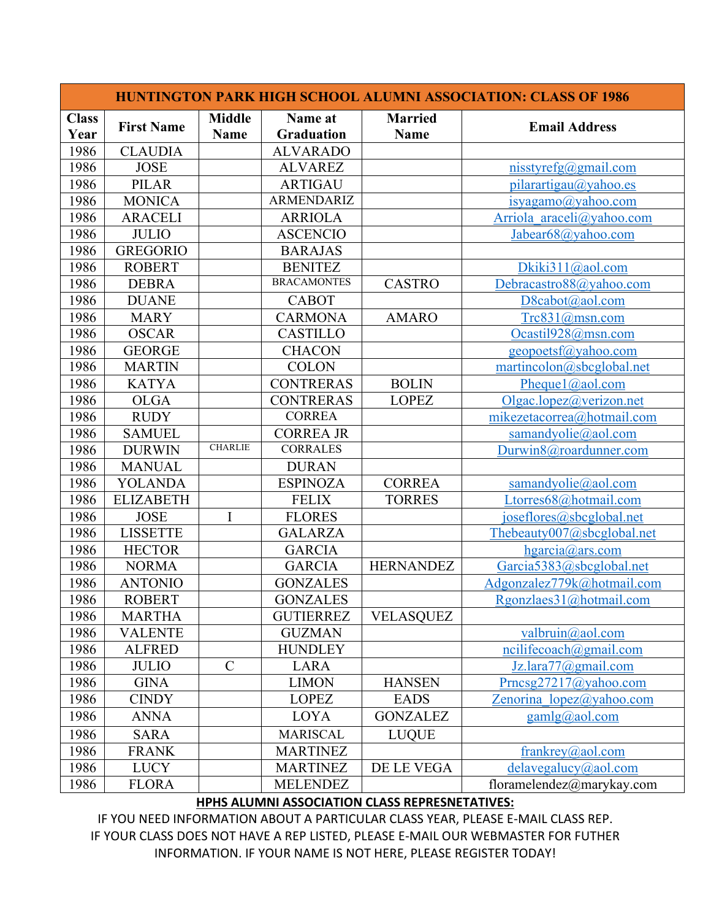| HUNTINGTON PARK HIGH SCHOOL ALUMNI ASSOCIATION: CLASS OF 1986 | | | | | |
|---|---|---|---|---|---|
| **Class Year** | **First Name** | **Middle Name** | **Name at Graduation** | **Married Name** | **Email Address** |
| 1986 | CLAUDIA | | ALVARADO | | |
| 1986 | JOSE | | ALVAREZ | | nisstyrefg@gmail.com |
| 1986 | PILAR | | ARTIGAU | | pilarartigau@yahoo.es |
| 1986 | MONICA | | ARMENDARIZ | | isyagamo@yahoo.com |
| 1986 | ARACELI | | ARRIOLA | | Arriola_araceli@yahoo.com |
| 1986 | JULIO | | ASCENCIO | | Jabear68@yahoo.com |
| 1986 | GREGORIO | | BARAJAS | | |
| 1986 | ROBERT | | BENITEZ | | Dkiki311@aol.com |
| 1986 | DEBRA | | BRACAMONTES | CASTRO | Debracastro88@yahoo.com |
| 1986 | DUANE | | CABOT | | D8cabot@aol.com |
| 1986 | MARY | | CARMONA | AMARO | Trc831@msn.com |
| 1986 | OSCAR | | CASTILLO | | Ocastil928@msn.com |
| 1986 | GEORGE | | CHACON | | geopoetsf@yahoo.com |
| 1986 | MARTIN | | COLON | | martincolon@sbcglobal.net |
| 1986 | KATYA | | CONTRERAS | BOLIN | Pheque1@aol.com |
| 1986 | OLGA | | CONTRERAS | LOPEZ | Olgac.lopez@verizon.net |
| 1986 | RUDY | | CORREA | | mikezetacorrea@hotmail.com |
| 1986 | SAMUEL | | CORREA JR | | samandyolie@aol.com |
| 1986 | DURWIN | CHARLIE | CORRALES | | Durwin8@roardunner.com |
| 1986 | MANUAL | | DURAN | | |
| 1986 | YOLANDA | | ESPINOZA | CORREA | samandyolie@aol.com |
| 1986 | ELIZABETH | | FELIX | TORRES | Ltorres68@hotmail.com |
| 1986 | JOSE | I | FLORES | | joseflores@sbcglobal.net |
| 1986 | LISSETTE | | GALARZA | | Thebeauty007@sbcglobal.net |
| 1986 | HECTOR | | GARCIA | | hgarcia@ars.com |
| 1986 | NORMA | | GARCIA | HERNANDEZ | Garcia5383@sbcglobal.net |
| 1986 | ANTONIO | | GONZALES | | Adgonzalez779k@hotmail.com |
| 1986 | ROBERT | | GONZALES | | Rgonzlaes31@hotmail.com |
| 1986 | MARTHA | | GUTIERREZ | VELASQUEZ | |
| 1986 | VALENTE | | GUZMAN | | valbruin@aol.com |
| 1986 | ALFRED | | HUNDLEY | | ncilifecoach@gmail.com |
| 1986 | JULIO | C | LARA | | Jz.lara77@gmail.com |
| 1986 | GINA | | LIMON | HANSEN | Prncsg27217@yahoo.com |
| 1986 | CINDY | | LOPEZ | EADS | Zenorina_lopez@yahoo.com |
| 1986 | ANNA | | LOYA | GONZALEZ | gamlg@aol.com |
| 1986 | SARA | | MARISCAL | LUQUE | |
| 1986 | FRANK | | MARTINEZ | | frankrey@aol.com |
| 1986 | LUCY | | MARTINEZ | DE LE VEGA | delavegalucy@aol.com |
| 1986 | FLORA | | MELENDEZ | | floramelendez@marykay.com |

**HPHS ALUMNI ASSOCIATION CLASS REPRESNETATIVES:**

IF YOU NEED INFORMATION ABOUT A PARTICULAR CLASS YEAR, PLEASE E-MAIL CLASS REP.
IF YOUR CLASS DOES NOT HAVE A REP LISTED, PLEASE E-MAIL OUR WEBMASTER FOR FUTHER INFORMATION. IF YOUR NAME IS NOT HERE, PLEASE REGISTER TODAY!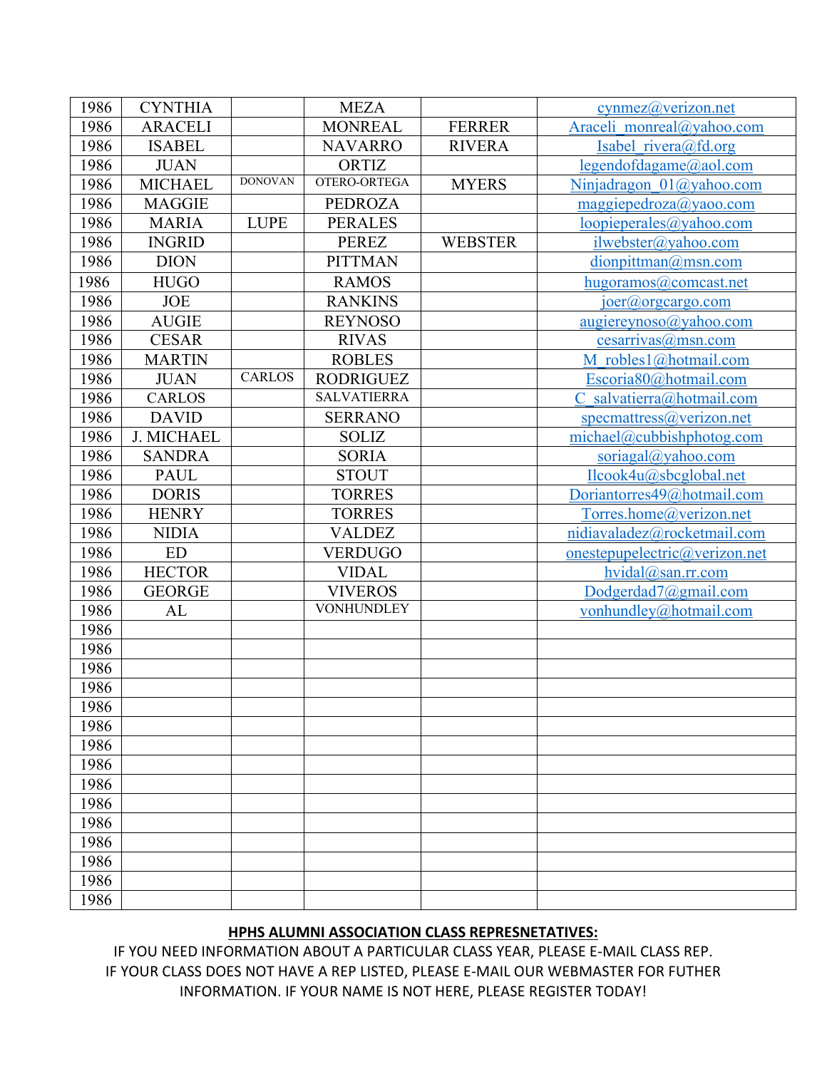| | | | | | |
|---|---|---|---|---|---|
| 1986 | CYNTHIA | | MEZA | | cynmez@verizon.net |
| 1986 | ARACELI | | MONREAL | FERRER | Araceli_monreal@yahoo.com |
| 1986 | ISABEL | | NAVARRO | RIVERA | Isabel_rivera@fd.org |
| 1986 | JUAN | | ORTIZ | | legendofdagame@aol.com |
| 1986 | MICHAEL | DONOVAN | OTERO-ORTEGA | MYERS | Ninjadragon_01@yahoo.com |
| 1986 | MAGGIE | | PEDROZA | | maggiepedroza@yaoo.com |
| 1986 | MARIA | LUPE | PERALES | | loopieperales@yahoo.com |
| 1986 | INGRID | | PEREZ | WEBSTER | ilwebster@yahoo.com |
| 1986 | DION | | PITTMAN | | dionpittman@msn.com |
| 1986 | HUGO | | RAMOS | | hugoramos@comcast.net |
| 1986 | JOE | | RANKINS | | joer@orgcargo.com |
| 1986 | AUGIE | | REYNOSO | | augiereynoso@yahoo.com |
| 1986 | CESAR | | RIVAS | | cesarrivas@msn.com |
| 1986 | MARTIN | | ROBLES | | M_robles1@hotmail.com |
| 1986 | JUAN | CARLOS | RODRIGUEZ | | Escoria80@hotmail.com |
| 1986 | CARLOS | | SALVATIERRA | | C_salvatierra@hotmail.com |
| 1986 | DAVID | | SERRANO | | specmattress@verizon.net |
| 1986 | J. MICHAEL | | SOLIZ | | michael@cubbishphotog.com |
| 1986 | SANDRA | | SORIA | | soriagal@yahoo.com |
| 1986 | PAUL | | STOUT | | Ilcook4u@sbcglobal.net |
| 1986 | DORIS | | TORRES | | Doriantorres49@hotmail.com |
| 1986 | HENRY | | TORRES | | Torres.home@verizon.net |
| 1986 | NIDIA | | VALDEZ | | nidiavaladez@rocketmail.com |
| 1986 | ED | | VERDUGO | | onestepupelectric@verizon.net |
| 1986 | HECTOR | | VIDAL | | hvidal@san.rr.com |
| 1986 | GEORGE | | VIVEROS | | Dodgerdad7@gmail.com |
| 1986 | AL | | VONHUNDLEY | | vonhundley@hotmail.com |
| 1986 | | | | | |
| 1986 | | | | | |
| 1986 | | | | | |
| 1986 | | | | | |
| 1986 | | | | | |
| 1986 | | | | | |
| 1986 | | | | | |
| 1986 | | | | | |
| 1986 | | | | | |
| 1986 | | | | | |
| 1986 | | | | | |
| 1986 | | | | | |
| 1986 | | | | | |
| 1986 | | | | | |
| 1986 | | | | | |

**HPHS ALUMNI ASSOCIATION CLASS REPRESNETATIVES:**

IF YOU NEED INFORMATION ABOUT A PARTICULAR CLASS YEAR, PLEASE E-MAIL CLASS REP. IF YOUR CLASS DOES NOT HAVE A REP LISTED, PLEASE E-MAIL OUR WEBMASTER FOR FUTHER INFORMATION. IF YOUR NAME IS NOT HERE, PLEASE REGISTER TODAY!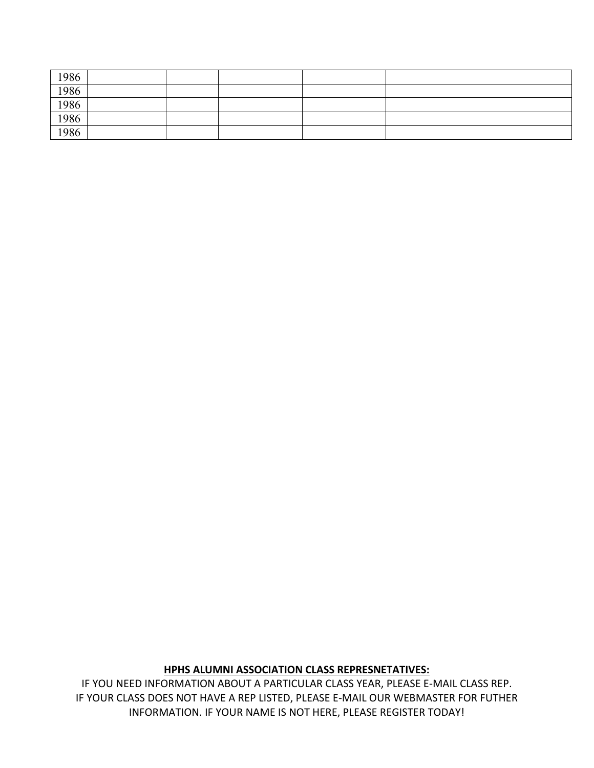| | | | | | |
|---|---|---|---|---|---|
| 1986 | | | | | |
| 1986 | | | | | |
| 1986 | | | | | |
| 1986 | | | | | |
| 1986 | | | | | |

**HPHS ALUMNI ASSOCIATION CLASS REPRESNETATIVES:**

IF YOU NEED INFORMATION ABOUT A PARTICULAR CLASS YEAR, PLEASE E-MAIL CLASS REP. IF YOUR CLASS DOES NOT HAVE A REP LISTED, PLEASE E-MAIL OUR WEBMASTER FOR FUTHER INFORMATION. IF YOUR NAME IS NOT HERE, PLEASE REGISTER TODAY!